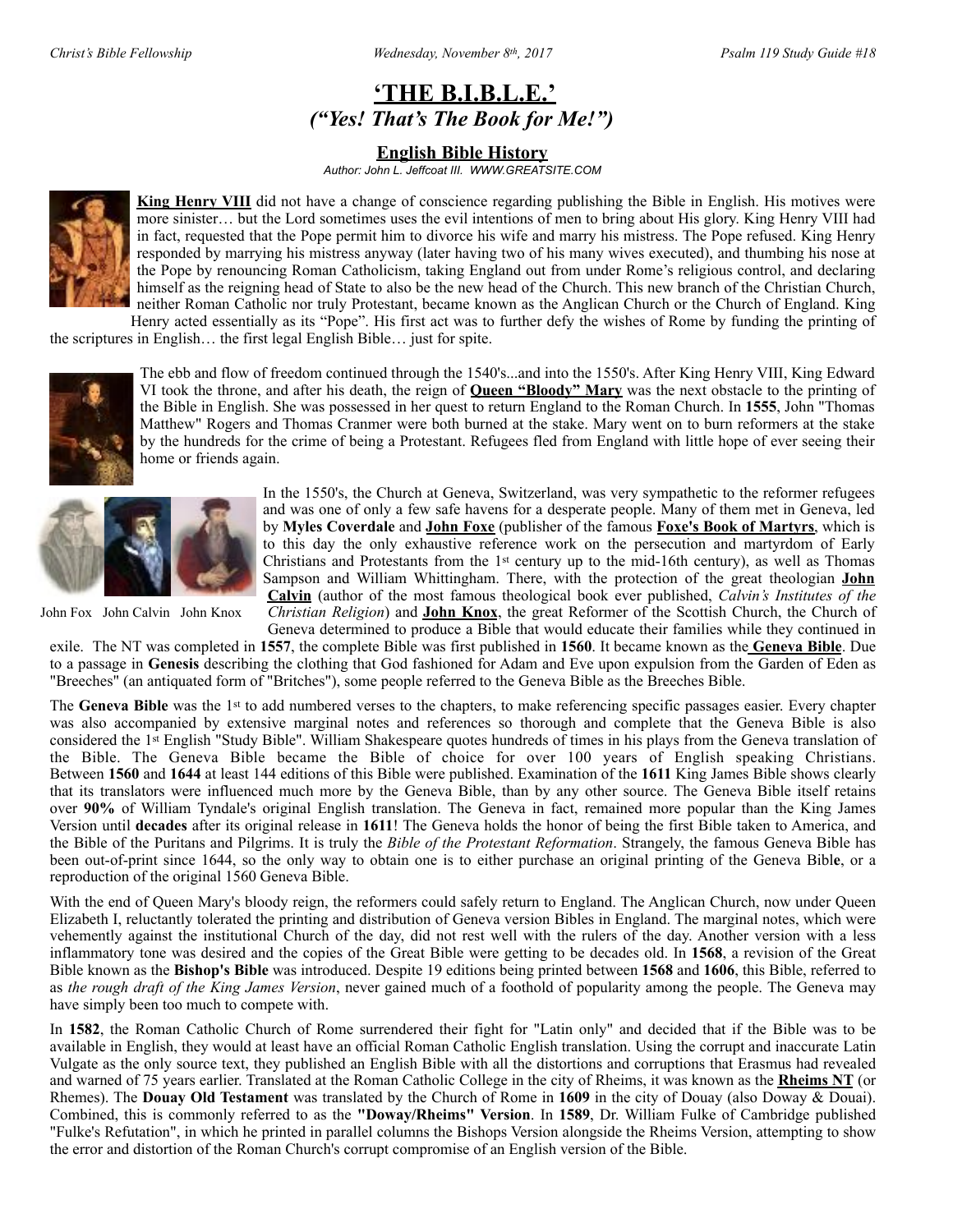# 'THE B.I.B.L.E.'
## *("Yes! That's The Book for Me!")*

### English Bible History

*Author: John L. Jeffcoat III. WWW.GREATSITE.COM*

**King Henry VIII** did not have a change of conscience regarding publishing the Bible in English. His motives were more sinister… but the Lord sometimes uses the evil intentions of men to bring about His glory. King Henry VIII had in fact, requested that the Pope permit him to divorce his wife and marry his mistress. The Pope refused. King Henry responded by marrying his mistress anyway (later having two of his many wives executed), and thumbing his nose at the Pope by renouncing Roman Catholicism, taking England out from under Rome's religious control, and declaring himself as the reigning head of State to also be the new head of the Church. This new branch of the Christian Church, neither Roman Catholic nor truly Protestant, became known as the Anglican Church or the Church of England. King Henry acted essentially as its "Pope". His first act was to further defy the wishes of Rome by funding the printing of the scriptures in English… the first legal English Bible… just for spite.

The ebb and flow of freedom continued through the 1540's...and into the 1550's. After King Henry VIII, King Edward VI took the throne, and after his death, the reign of **Queen "Bloody" Mary** was the next obstacle to the printing of the Bible in English. She was possessed in her quest to return England to the Roman Church. In **1555**, John "Thomas Matthew" Rogers and Thomas Cranmer were both burned at the stake. Mary went on to burn reformers at the stake by the hundreds for the crime of being a Protestant. Refugees fled from England with little hope of ever seeing their home or friends again.

John Fox John Calvin John Knox

In the 1550's, the Church at Geneva, Switzerland, was very sympathetic to the reformer refugees and was one of only a few safe havens for a desperate people. Many of them met in Geneva, led by **Myles Coverdale** and **John Foxe** (publisher of the famous **Foxe's Book of Martyrs**, which is to this day the only exhaustive reference work on the persecution and martyrdom of Early Christians and Protestants from the 1st century up to the mid-16th century), as well as Thomas Sampson and William Whittingham. There, with the protection of the great theologian **John Calvin** (author of the most famous theological book ever published, *Calvin's Institutes of the Christian Religion*) and **John Knox**, the great Reformer of the Scottish Church, the Church of Geneva determined to produce a Bible that would educate their families while they continued in exile. The NT was completed in **1557**, the complete Bible was first published in **1560**. It became known as the **Geneva Bible**. Due to a passage in **Genesis** describing the clothing that God fashioned for Adam and Eve upon expulsion from the Garden of Eden as "Breeches" (an antiquated form of "Britches"), some people referred to the Geneva Bible as the Breeches Bible.

The **Geneva Bible** was the 1st to add numbered verses to the chapters, to make referencing specific passages easier. Every chapter was also accompanied by extensive marginal notes and references so thorough and complete that the Geneva Bible is also considered the 1st English "Study Bible". William Shakespeare quotes hundreds of times in his plays from the Geneva translation of the Bible. The Geneva Bible became the Bible of choice for over 100 years of English speaking Christians. Between **1560** and **1644** at least 144 editions of this Bible were published. Examination of the **1611** King James Bible shows clearly that its translators were influenced much more by the Geneva Bible, than by any other source. The Geneva Bible itself retains over **90%** of William Tyndale's original English translation. The Geneva in fact, remained more popular than the King James Version until **decades** after its original release in **1611**! The Geneva holds the honor of being the first Bible taken to America, and the Bible of the Puritans and Pilgrims. It is truly the *Bible of the Protestant Reformation*. Strangely, the famous Geneva Bible has been out-of-print since 1644, so the only way to obtain one is to either purchase an original printing of the Geneva Bible, or a reproduction of the original 1560 Geneva Bible.

With the end of Queen Mary's bloody reign, the reformers could safely return to England. The Anglican Church, now under Queen Elizabeth I, reluctantly tolerated the printing and distribution of Geneva version Bibles in England. The marginal notes, which were vehemently against the institutional Church of the day, did not rest well with the rulers of the day. Another version with a less inflammatory tone was desired and the copies of the Great Bible were getting to be decades old. In **1568**, a revision of the Great Bible known as the **Bishop's Bible** was introduced. Despite 19 editions being printed between **1568** and **1606**, this Bible, referred to as *the rough draft of the King James Version*, never gained much of a foothold of popularity among the people. The Geneva may have simply been too much to compete with.

In **1582**, the Roman Catholic Church of Rome surrendered their fight for "Latin only" and decided that if the Bible was to be available in English, they would at least have an official Roman Catholic English translation. Using the corrupt and inaccurate Latin Vulgate as the only source text, they published an English Bible with all the distortions and corruptions that Erasmus had revealed and warned of 75 years earlier. Translated at the Roman Catholic College in the city of Rheims, it was known as the **Rheims NT** (or Rhemes). The **Douay Old Testament** was translated by the Church of Rome in **1609** in the city of Douay (also Doway & Douai). Combined, this is commonly referred to as the **"Doway/Rheims" Version**. In **1589**, Dr. William Fulke of Cambridge published "Fulke's Refutation", in which he printed in parallel columns the Bishops Version alongside the Rheims Version, attempting to show the error and distortion of the Roman Church's corrupt compromise of an English version of the Bible.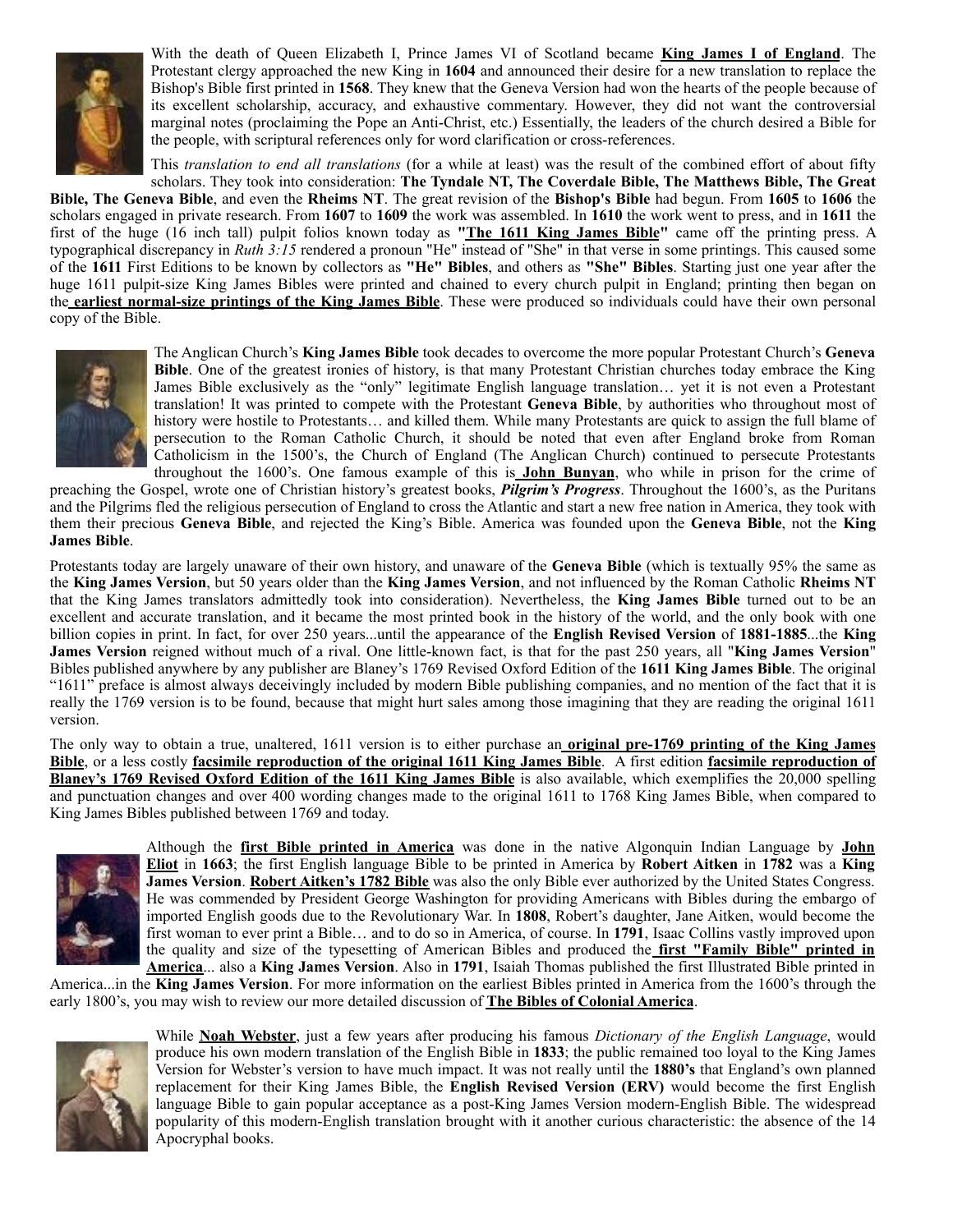With the death of Queen Elizabeth I, Prince James VI of Scotland became **King James I of England**. The Protestant clergy approached the new King in **1604** and announced their desire for a new translation to replace the Bishop's Bible first printed in **1568**. They knew that the Geneva Version had won the hearts of the people because of its excellent scholarship, accuracy, and exhaustive commentary. However, they did not want the controversial marginal notes (proclaiming the Pope an Anti-Christ, etc.) Essentially, the leaders of the church desired a Bible for the people, with scriptural references only for word clarification or cross-references.

This *translation to end all translations* (for a while at least) was the result of the combined effort of about fifty scholars. They took into consideration: **The Tyndale NT, The Coverdale Bible, The Matthews Bible, The Great Bible, The Geneva Bible**, and even the **Rheims NT**. The great revision of the **Bishop's Bible** had begun. From **1605** to **1606** the scholars engaged in private research. From **1607** to **1609** the work was assembled. In **1610** the work went to press, and in **1611** the first of the huge (16 inch tall) pulpit folios known today as **"The 1611 King James Bible"** came off the printing press. A typographical discrepancy in *Ruth 3:15* rendered a pronoun "He" instead of "She" in that verse in some printings. This caused some of the **1611** First Editions to be known by collectors as **"He" Bibles**, and others as **"She" Bibles**. Starting just one year after the huge 1611 pulpit-size King James Bibles were printed and chained to every church pulpit in England; printing then began on the **earliest normal-size printings of the King James Bible**. These were produced so individuals could have their own personal copy of the Bible.

The Anglican Church's **King James Bible** took decades to overcome the more popular Protestant Church's **Geneva Bible**. One of the greatest ironies of history, is that many Protestant Christian churches today embrace the King James Bible exclusively as the "only" legitimate English language translation… yet it is not even a Protestant translation! It was printed to compete with the Protestant **Geneva Bible**, by authorities who throughout most of history were hostile to Protestants… and killed them. While many Protestants are quick to assign the full blame of persecution to the Roman Catholic Church, it should be noted that even after England broke from Roman Catholicism in the 1500's, the Church of England (The Anglican Church) continued to persecute Protestants throughout the 1600's. One famous example of this is **John Bunyan**, who while in prison for the crime of preaching the Gospel, wrote one of Christian history's greatest books, ***Pilgrim's Progress***. Throughout the 1600's, as the Puritans and the Pilgrims fled the religious persecution of England to cross the Atlantic and start a new free nation in America, they took with them their precious **Geneva Bible**, and rejected the King's Bible. America was founded upon the **Geneva Bible**, not the **King James Bible**.

Protestants today are largely unaware of their own history, and unaware of the **Geneva Bible** (which is textually 95% the same as the **King James Version**, but 50 years older than the **King James Version**, and not influenced by the Roman Catholic **Rheims NT** that the King James translators admittedly took into consideration). Nevertheless, the **King James Bible** turned out to be an excellent and accurate translation, and it became the most printed book in the history of the world, and the only book with one billion copies in print. In fact, for over 250 years...until the appearance of the **English Revised Version** of **1881-1885**...the **King James Version** reigned without much of a rival. One little-known fact, is that for the past 250 years, all "**King James Version**" Bibles published anywhere by any publisher are Blaney's 1769 Revised Oxford Edition of the **1611 King James Bible**. The original "1611" preface is almost always deceivingly included by modern Bible publishing companies, and no mention of the fact that it is really the 1769 version is to be found, because that might hurt sales among those imagining that they are reading the original 1611 version.

The only way to obtain a true, unaltered, 1611 version is to either purchase an **original pre-1769 printing of the King James Bible**, or a less costly **facsimile reproduction of the original 1611 King James Bible**. A first edition **facsimile reproduction of Blaney's 1769 Revised Oxford Edition of the 1611 King James Bible** is also available, which exemplifies the 20,000 spelling and punctuation changes and over 400 wording changes made to the original 1611 to 1768 King James Bible, when compared to King James Bibles published between 1769 and today.

Although the **first Bible printed in America** was done in the native Algonquin Indian Language by **John Eliot** in **1663**; the first English language Bible to be printed in America by **Robert Aitken** in **1782** was a **King James Version**. **Robert Aitken's 1782 Bible** was also the only Bible ever authorized by the United States Congress. He was commended by President George Washington for providing Americans with Bibles during the embargo of imported English goods due to the Revolutionary War. In **1808**, Robert's daughter, Jane Aitken, would become the first woman to ever print a Bible… and to do so in America, of course. In **1791**, Isaac Collins vastly improved upon the quality and size of the typesetting of American Bibles and produced the **first "Family Bible" printed in America**... also a **King James Version**. Also in **1791**, Isaiah Thomas published the first Illustrated Bible printed in America...in the **King James Version**. For more information on the earliest Bibles printed in America from the 1600's through the early 1800's, you may wish to review our more detailed discussion of **The Bibles of Colonial America**.

While **Noah Webster**, just a few years after producing his famous *Dictionary of the English Language*, would produce his own modern translation of the English Bible in **1833**; the public remained too loyal to the King James Version for Webster's version to have much impact. It was not really until the **1880's** that England's own planned replacement for their King James Bible, the **English Revised Version (ERV)** would become the first English language Bible to gain popular acceptance as a post-King James Version modern-English Bible. The widespread popularity of this modern-English translation brought with it another curious characteristic: the absence of the 14 Apocryphal books.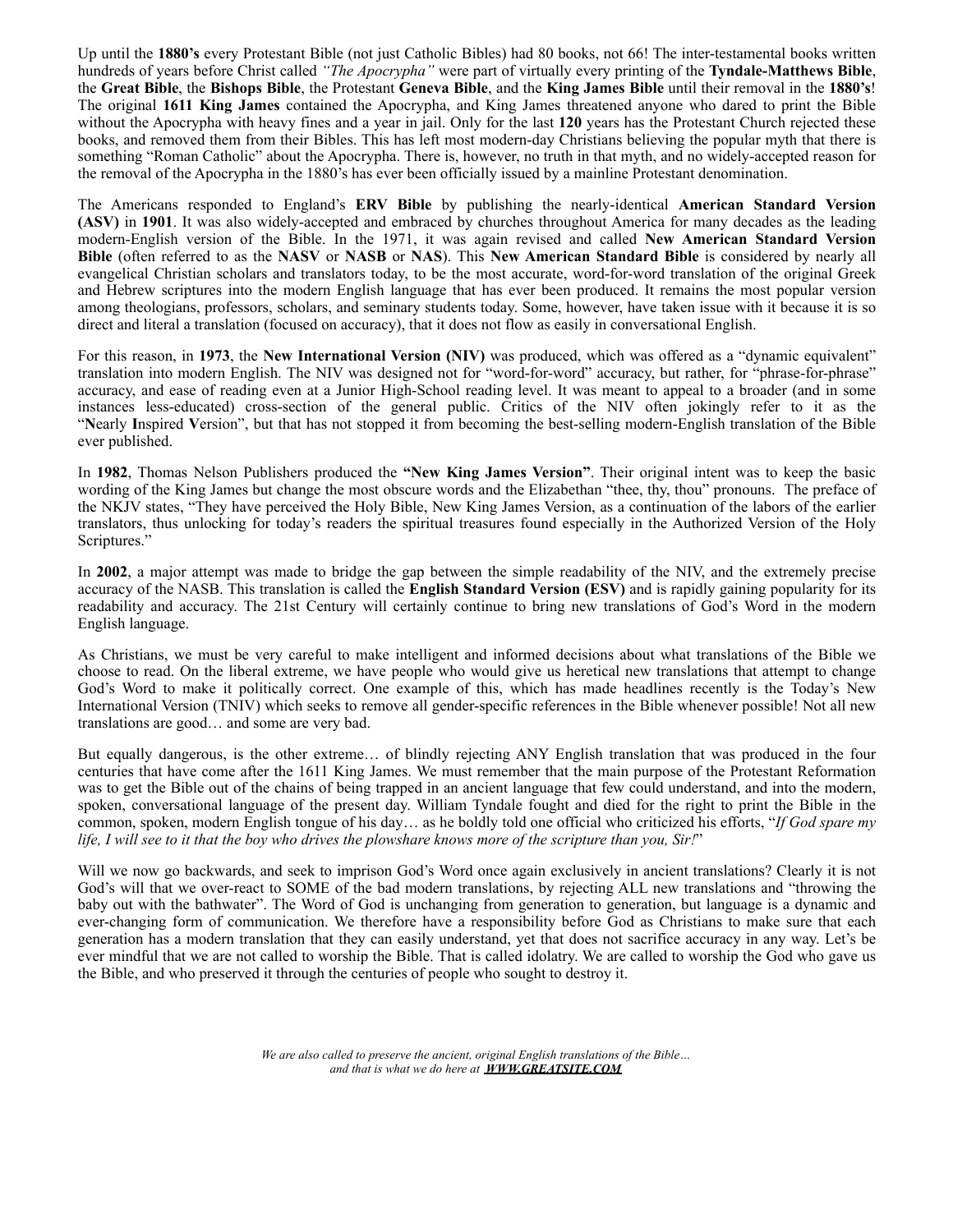Up until the **1880's** every Protestant Bible (not just Catholic Bibles) had 80 books, not 66! The inter-testamental books written hundreds of years before Christ called *"The Apocrypha"* were part of virtually every printing of the **Tyndale-Matthews Bible**, the **Great Bible**, the **Bishops Bible**, the Protestant **Geneva Bible**, and the **King James Bible** until their removal in the **1880's**! The original **1611 King James** contained the Apocrypha, and King James threatened anyone who dared to print the Bible without the Apocrypha with heavy fines and a year in jail. Only for the last **120** years has the Protestant Church rejected these books, and removed them from their Bibles. This has left most modern-day Christians believing the popular myth that there is something "Roman Catholic" about the Apocrypha. There is, however, no truth in that myth, and no widely-accepted reason for the removal of the Apocrypha in the 1880's has ever been officially issued by a mainline Protestant denomination.

The Americans responded to England's **ERV Bible** by publishing the nearly-identical **American Standard Version (ASV)** in **1901**. It was also widely-accepted and embraced by churches throughout America for many decades as the leading modern-English version of the Bible. In the 1971, it was again revised and called **New American Standard Version Bible** (often referred to as the **NASV** or **NASB** or **NAS**). This **New American Standard Bible** is considered by nearly all evangelical Christian scholars and translators today, to be the most accurate, word-for-word translation of the original Greek and Hebrew scriptures into the modern English language that has ever been produced. It remains the most popular version among theologians, professors, scholars, and seminary students today. Some, however, have taken issue with it because it is so direct and literal a translation (focused on accuracy), that it does not flow as easily in conversational English.

For this reason, in **1973**, the **New International Version (NIV)** was produced, which was offered as a "dynamic equivalent" translation into modern English. The NIV was designed not for "word-for-word" accuracy, but rather, for "phrase-for-phrase" accuracy, and ease of reading even at a Junior High-School reading level. It was meant to appeal to a broader (and in some instances less-educated) cross-section of the general public. Critics of the NIV often jokingly refer to it as the "**N**early **I**nspired **V**ersion", but that has not stopped it from becoming the best-selling modern-English translation of the Bible ever published.

In **1982**, Thomas Nelson Publishers produced the **"New King James Version"**. Their original intent was to keep the basic wording of the King James but change the most obscure words and the Elizabethan "thee, thy, thou" pronouns. The preface of the NKJV states, "They have perceived the Holy Bible, New King James Version, as a continuation of the labors of the earlier translators, thus unlocking for today's readers the spiritual treasures found especially in the Authorized Version of the Holy Scriptures."

In **2002**, a major attempt was made to bridge the gap between the simple readability of the NIV, and the extremely precise accuracy of the NASB. This translation is called the **English Standard Version (ESV)** and is rapidly gaining popularity for its readability and accuracy. The 21st Century will certainly continue to bring new translations of God's Word in the modern English language.

As Christians, we must be very careful to make intelligent and informed decisions about what translations of the Bible we choose to read. On the liberal extreme, we have people who would give us heretical new translations that attempt to change God's Word to make it politically correct. One example of this, which has made headlines recently is the Today's New International Version (TNIV) which seeks to remove all gender-specific references in the Bible whenever possible! Not all new translations are good… and some are very bad.

But equally dangerous, is the other extreme… of blindly rejecting ANY English translation that was produced in the four centuries that have come after the 1611 King James. We must remember that the main purpose of the Protestant Reformation was to get the Bible out of the chains of being trapped in an ancient language that few could understand, and into the modern, spoken, conversational language of the present day. William Tyndale fought and died for the right to print the Bible in the common, spoken, modern English tongue of his day… as he boldly told one official who criticized his efforts, "*If God spare my life, I will see to it that the boy who drives the plowshare knows more of the scripture than you, Sir!*"

Will we now go backwards, and seek to imprison God's Word once again exclusively in ancient translations? Clearly it is not God's will that we over-react to SOME of the bad modern translations, by rejecting ALL new translations and "throwing the baby out with the bathwater". The Word of God is unchanging from generation to generation, but language is a dynamic and ever-changing form of communication. We therefore have a responsibility before God as Christians to make sure that each generation has a modern translation that they can easily understand, yet that does not sacrifice accuracy in any way. Let's be ever mindful that we are not called to worship the Bible. That is called idolatry. We are called to worship the God who gave us the Bible, and who preserved it through the centuries of people who sought to destroy it.

*We are also called to preserve the ancient, original English translations of the Bible…*
*and that is what we do here at* ***WWW.GREATSITE.COM***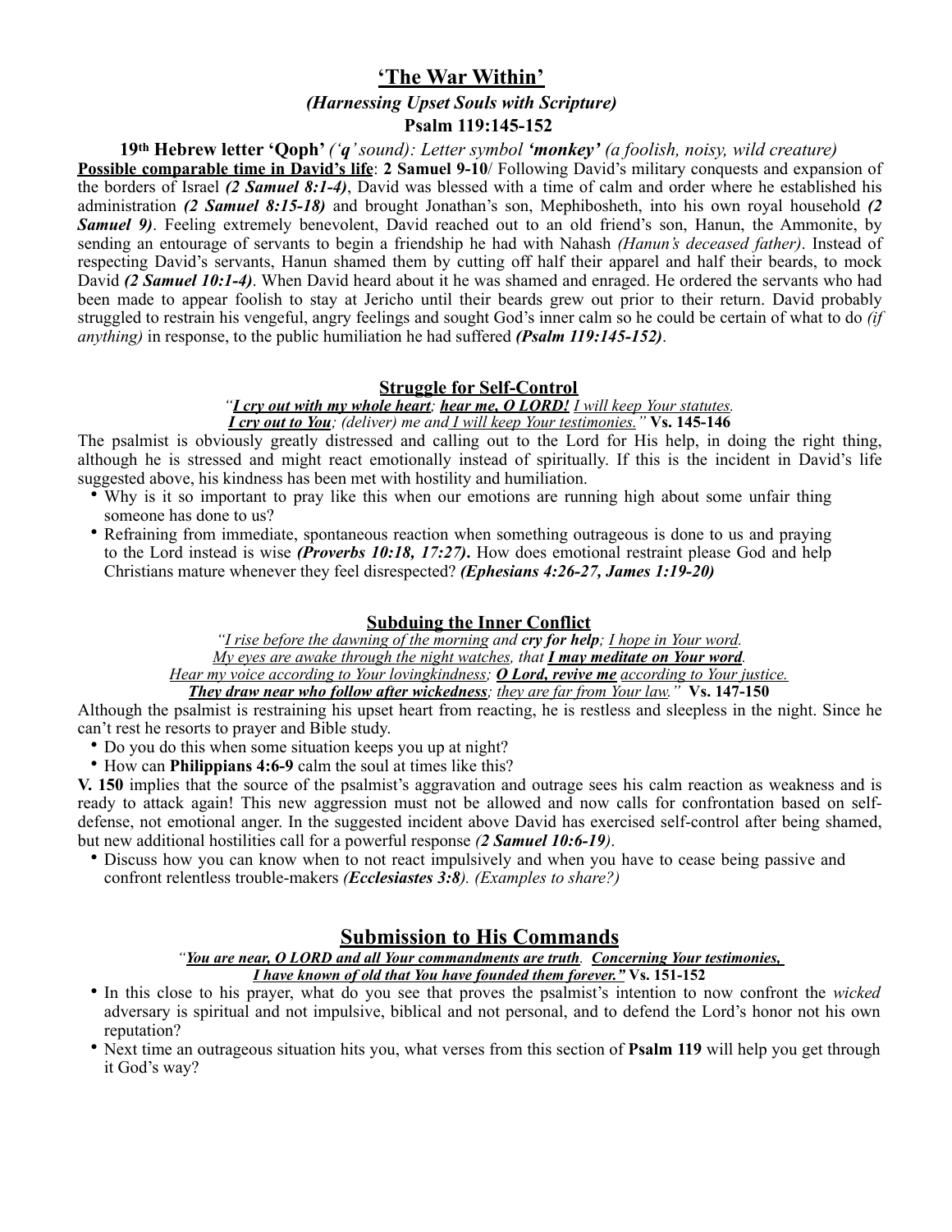# 'The War Within'

### *(Harnessing Upset Souls with Scripture)*

### Psalm 119:145-152

**19th Hebrew letter 'Qoph'** *('q' sound): Letter symbol **'monkey'** (a foolish, noisy, wild creature)*

**Possible comparable time in David's life**: **2 Samuel 9-10**/ Following David's military conquests and expansion of the borders of Israel ***(2 Samuel 8:1-4)***, David was blessed with a time of calm and order where he established his administration ***(2 Samuel 8:15-18)*** and brought Jonathan's son, Mephibosheth, into his own royal household ***(2 Samuel 9)***. Feeling extremely benevolent, David reached out to an old friend's son, Hanun, the Ammonite, by sending an entourage of servants to begin a friendship he had with Nahash *(Hanun's deceased father)*. Instead of respecting David's servants, Hanun shamed them by cutting off half their apparel and half their beards, to mock David ***(2 Samuel 10:1-4)***. When David heard about it he was shamed and enraged. He ordered the servants who had been made to appear foolish to stay at Jericho until their beards grew out prior to their return. David probably struggled to restrain his vengeful, angry feelings and sought God's inner calm so he could be certain of what to do *(if anything)* in response, to the public humiliation he had suffered ***(Psalm 119:145-152)***.

## Struggle for Self-Control

*"**I cry out with my whole heart**; **hear me, O LORD!** I will keep Your statutes.*
***I cry out to You**; (deliver) me and I will keep Your testimonies."* **Vs. 145-146**

The psalmist is obviously greatly distressed and calling out to the Lord for His help, in doing the right thing, although he is stressed and might react emotionally instead of spiritually. If this is the incident in David's life suggested above, his kindness has been met with hostility and humiliation.

- Why is it so important to pray like this when our emotions are running high about some unfair thing someone has done to us?
- Refraining from immediate, spontaneous reaction when something outrageous is done to us and praying to the Lord instead is wise ***(Proverbs 10:18, 17:27)***. How does emotional restraint please God and help Christians mature whenever they feel disrespected? ***(Ephesians 4:26-27, James 1:19-20)***

## Subduing the Inner Conflict

*"I rise before the dawning of the morning and **cry for help**; I hope in Your word.*
*My eyes are awake through the night watches, that **I may meditate on Your word**.*
*Hear my voice according to Your lovingkindness; **O Lord, revive me** according to Your justice.*
***They draw near who follow after wickedness**; they are far from Your law."* **Vs. 147-150**

Although the psalmist is restraining his upset heart from reacting, he is restless and sleepless in the night. Since he can't rest he resorts to prayer and Bible study.

- Do you do this when some situation keeps you up at night?
- How can **Philippians 4:6-9** calm the soul at times like this?

**V. 150** implies that the source of the psalmist's aggravation and outrage sees his calm reaction as weakness and is ready to attack again! This new aggression must not be allowed and now calls for confrontation based on self-defense, not emotional anger. In the suggested incident above David has exercised self-control after being shamed, but new additional hostilities call for a powerful response *(2 Samuel 10:6-19)*.

- Discuss how you can know when to not react impulsively and when you have to cease being passive and confront relentless trouble-makers ***(Ecclesiastes 3:8)**. (Examples to share?)*

## Submission to His Commands

*"**You are near, O LORD and all Your commandments are truth**. **Concerning Your testimonies, I have known of old that You have founded them forever."*** **Vs. 151-152**

- In this close to his prayer, what do you see that proves the psalmist's intention to now confront the *wicked* adversary is spiritual and not impulsive, biblical and not personal, and to defend the Lord's honor not his own reputation?
- Next time an outrageous situation hits you, what verses from this section of **Psalm 119** will help you get through it God's way?